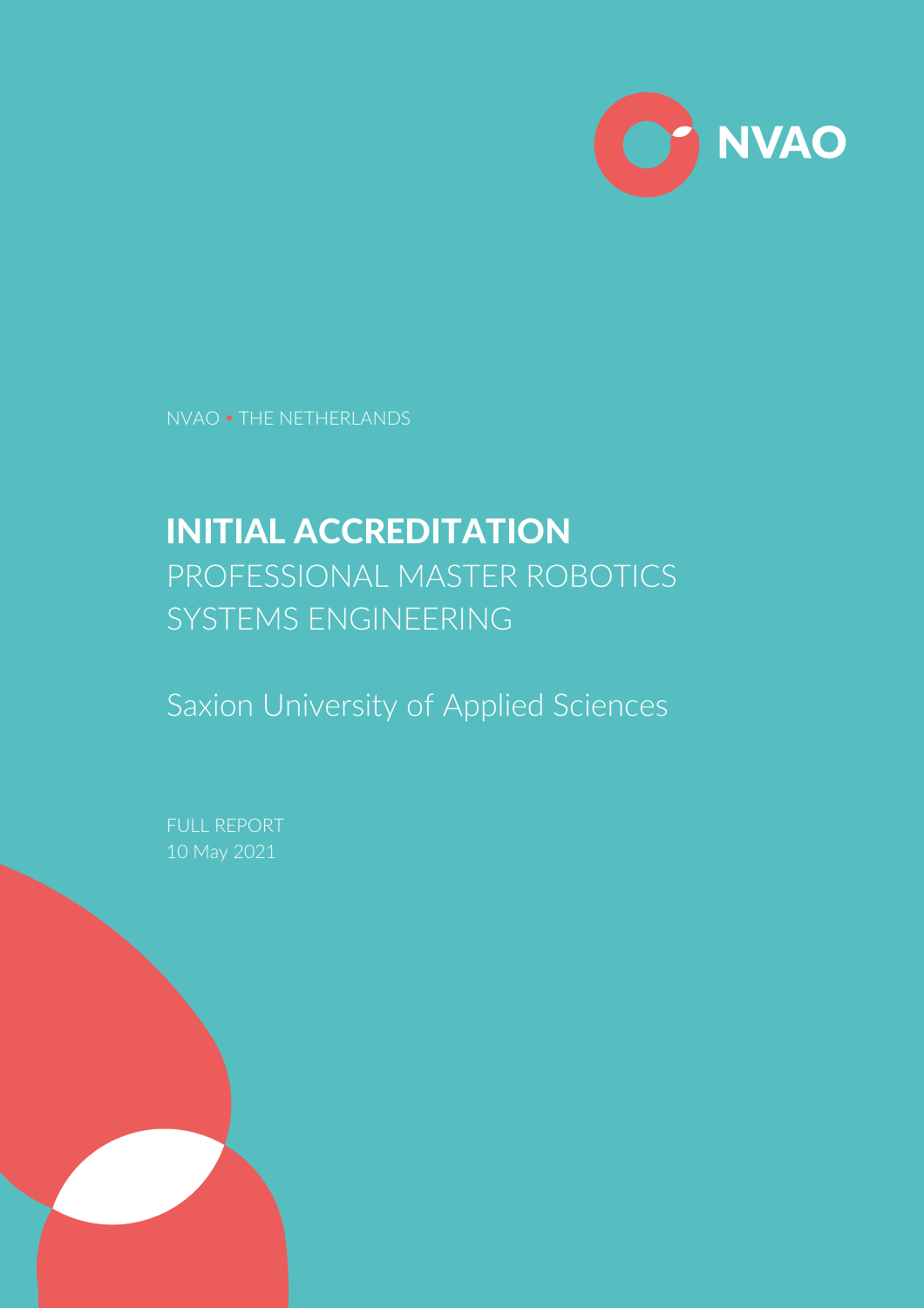NVAO

NVAO • THE NETHERLANDS

# INITIAL ACCREDITATION

## PROFESSIONAL MASTER ROBOTICS SYSTEMS ENGINEERING

Saxion University of Applied Sciences

FULL REPORT
10 May 2021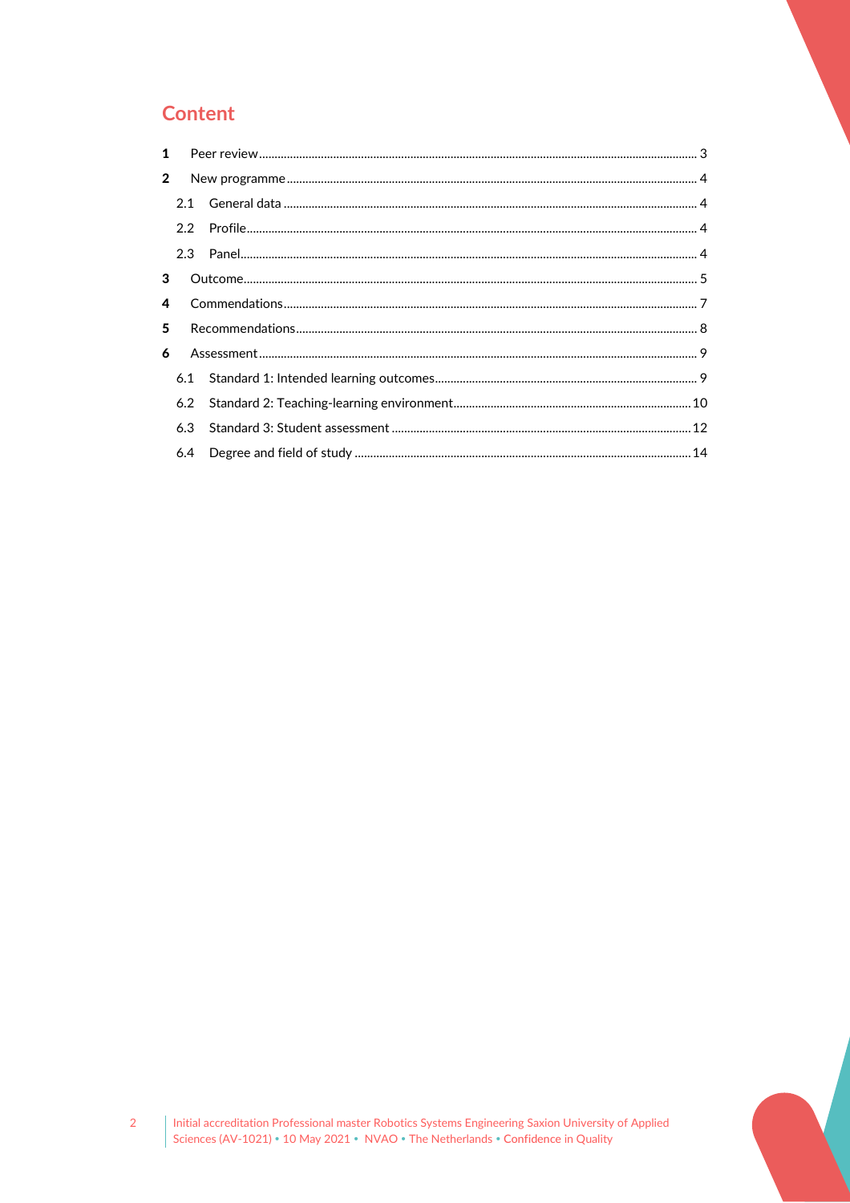# Content

1 Peer review ... 3

2 New programme ... 4

- 2.1 General data ... 4
- 2.2 Profile ... 4
- 2.3 Panel ... 4

3 Outcome ... 5

4 Commendations ... 7

5 Recommendations ... 8

6 Assessment ... 9

- 6.1 Standard 1: Intended learning outcomes ... 9
- 6.2 Standard 2: Teaching-learning environment ... 10
- 6.3 Standard 3: Student assessment ... 12
- 6.4 Degree and field of study ... 14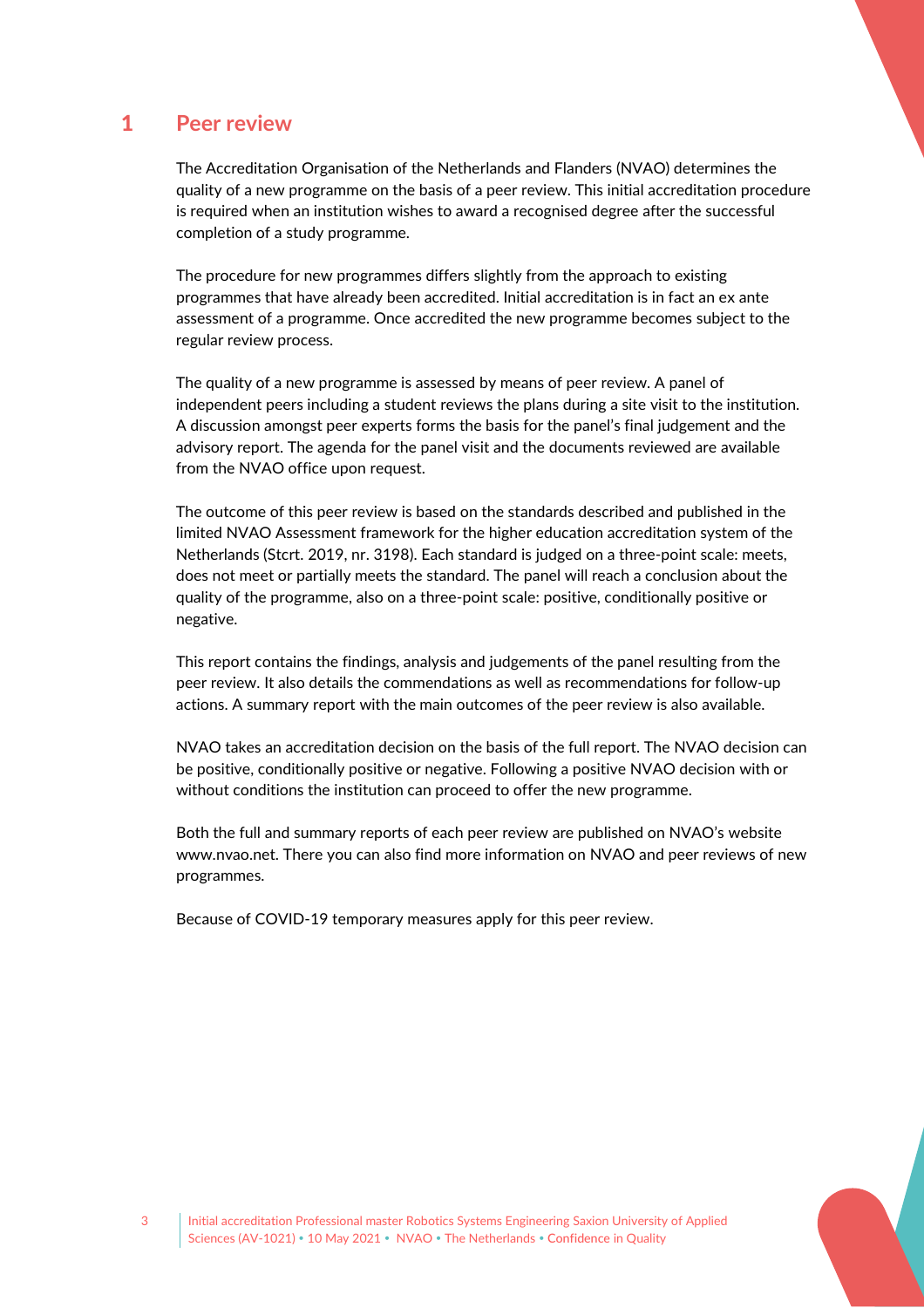# 1 Peer review

The Accreditation Organisation of the Netherlands and Flanders (NVAO) determines the quality of a new programme on the basis of a peer review. This initial accreditation procedure is required when an institution wishes to award a recognised degree after the successful completion of a study programme.

The procedure for new programmes differs slightly from the approach to existing programmes that have already been accredited. Initial accreditation is in fact an ex ante assessment of a programme. Once accredited the new programme becomes subject to the regular review process.

The quality of a new programme is assessed by means of peer review. A panel of independent peers including a student reviews the plans during a site visit to the institution. A discussion amongst peer experts forms the basis for the panel's final judgement and the advisory report. The agenda for the panel visit and the documents reviewed are available from the NVAO office upon request.

The outcome of this peer review is based on the standards described and published in the limited NVAO Assessment framework for the higher education accreditation system of the Netherlands (Stcrt. 2019, nr. 3198). Each standard is judged on a three-point scale: meets, does not meet or partially meets the standard. The panel will reach a conclusion about the quality of the programme, also on a three-point scale: positive, conditionally positive or negative.

This report contains the findings, analysis and judgements of the panel resulting from the peer review. It also details the commendations as well as recommendations for follow-up actions. A summary report with the main outcomes of the peer review is also available.

NVAO takes an accreditation decision on the basis of the full report. The NVAO decision can be positive, conditionally positive or negative. Following a positive NVAO decision with or without conditions the institution can proceed to offer the new programme.

Both the full and summary reports of each peer review are published on NVAO's website www.nvao.net. There you can also find more information on NVAO and peer reviews of new programmes.

Because of COVID-19 temporary measures apply for this peer review.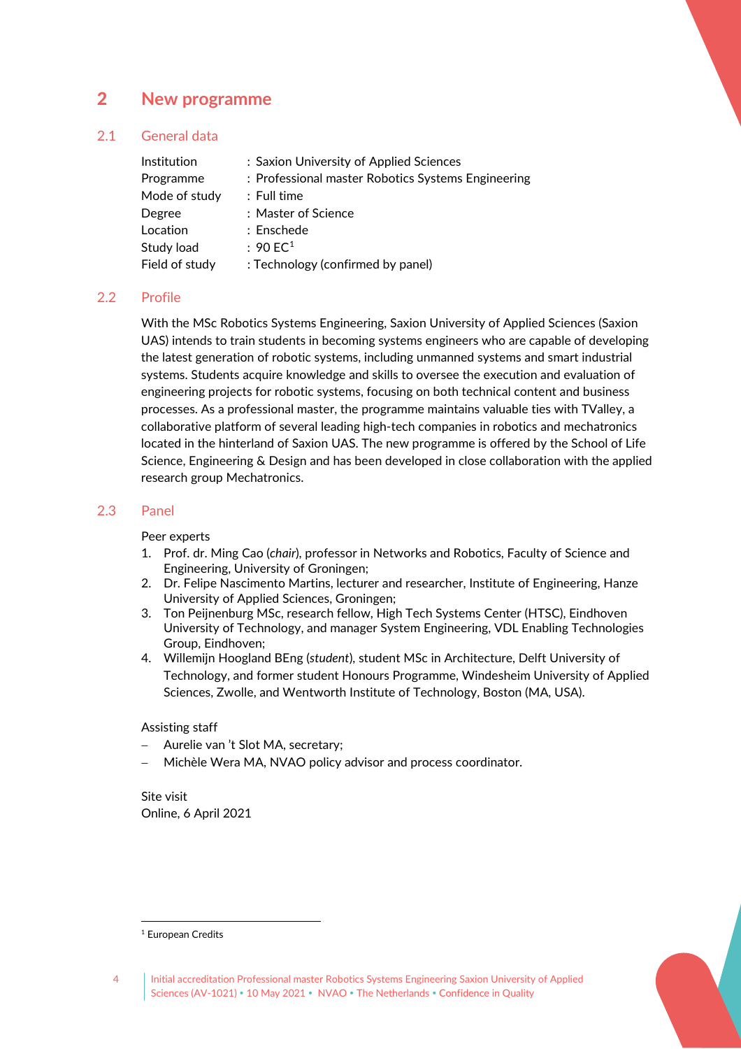# 2 New programme

## 2.1 General data

| | |
|---|---|
| Institution | : Saxion University of Applied Sciences |
| Programme | : Professional master Robotics Systems Engineering |
| Mode of study | : Full time |
| Degree | : Master of Science |
| Location | : Enschede |
| Study load | : 90 EC[1] |
| Field of study | : Technology (confirmed by panel) |

## 2.2 Profile

With the MSc Robotics Systems Engineering, Saxion University of Applied Sciences (Saxion UAS) intends to train students in becoming systems engineers who are capable of developing the latest generation of robotic systems, including unmanned systems and smart industrial systems. Students acquire knowledge and skills to oversee the execution and evaluation of engineering projects for robotic systems, focusing on both technical content and business processes. As a professional master, the programme maintains valuable ties with TValley, a collaborative platform of several leading high-tech companies in robotics and mechatronics located in the hinterland of Saxion UAS. The new programme is offered by the School of Life Science, Engineering & Design and has been developed in close collaboration with the applied research group Mechatronics.

## 2.3 Panel

Peer experts

1. Prof. dr. Ming Cao (*chair*), professor in Networks and Robotics, Faculty of Science and Engineering, University of Groningen;
2. Dr. Felipe Nascimento Martins, lecturer and researcher, Institute of Engineering, Hanze University of Applied Sciences, Groningen;
3. Ton Peijnenburg MSc, research fellow, High Tech Systems Center (HTSC), Eindhoven University of Technology, and manager System Engineering, VDL Enabling Technologies Group, Eindhoven;
4. Willemijn Hoogland BEng (*student*), student MSc in Architecture, Delft University of Technology, and former student Honours Programme, Windesheim University of Applied Sciences, Zwolle, and Wentworth Institute of Technology, Boston (MA, USA).

Assisting staff

- Aurelie van 't Slot MA, secretary;
- Michèle Wera MA, NVAO policy advisor and process coordinator.

Site visit
Online, 6 April 2021

[1] European Credits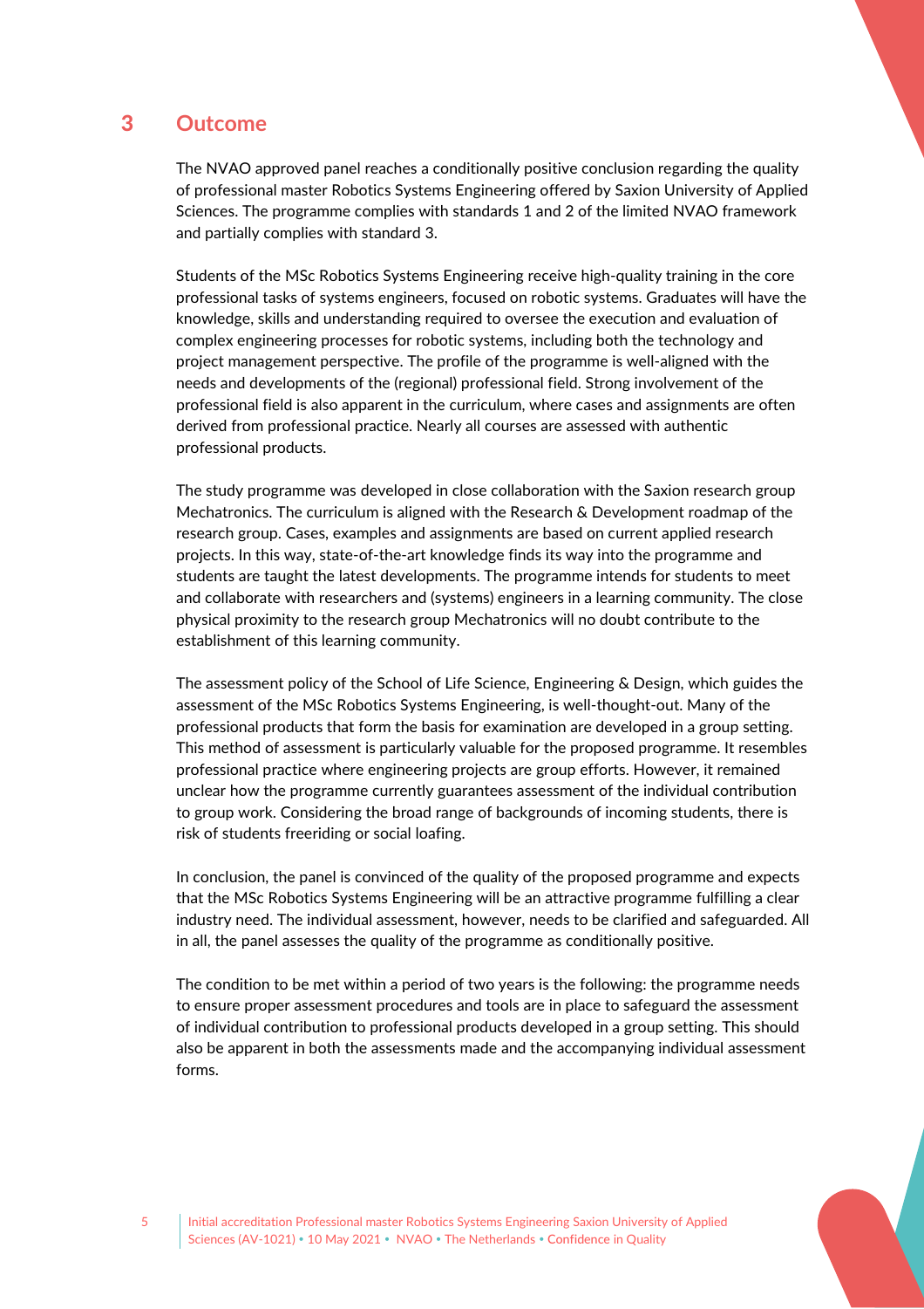# 3 Outcome

The NVAO approved panel reaches a conditionally positive conclusion regarding the quality of professional master Robotics Systems Engineering offered by Saxion University of Applied Sciences. The programme complies with standards 1 and 2 of the limited NVAO framework and partially complies with standard 3.

Students of the MSc Robotics Systems Engineering receive high-quality training in the core professional tasks of systems engineers, focused on robotic systems. Graduates will have the knowledge, skills and understanding required to oversee the execution and evaluation of complex engineering processes for robotic systems, including both the technology and project management perspective. The profile of the programme is well-aligned with the needs and developments of the (regional) professional field. Strong involvement of the professional field is also apparent in the curriculum, where cases and assignments are often derived from professional practice. Nearly all courses are assessed with authentic professional products.

The study programme was developed in close collaboration with the Saxion research group Mechatronics. The curriculum is aligned with the Research & Development roadmap of the research group. Cases, examples and assignments are based on current applied research projects. In this way, state-of-the-art knowledge finds its way into the programme and students are taught the latest developments. The programme intends for students to meet and collaborate with researchers and (systems) engineers in a learning community. The close physical proximity to the research group Mechatronics will no doubt contribute to the establishment of this learning community.

The assessment policy of the School of Life Science, Engineering & Design, which guides the assessment of the MSc Robotics Systems Engineering, is well-thought-out. Many of the professional products that form the basis for examination are developed in a group setting. This method of assessment is particularly valuable for the proposed programme. It resembles professional practice where engineering projects are group efforts. However, it remained unclear how the programme currently guarantees assessment of the individual contribution to group work. Considering the broad range of backgrounds of incoming students, there is risk of students freeriding or social loafing.

In conclusion, the panel is convinced of the quality of the proposed programme and expects that the MSc Robotics Systems Engineering will be an attractive programme fulfilling a clear industry need. The individual assessment, however, needs to be clarified and safeguarded. All in all, the panel assesses the quality of the programme as conditionally positive.

The condition to be met within a period of two years is the following: the programme needs to ensure proper assessment procedures and tools are in place to safeguard the assessment of individual contribution to professional products developed in a group setting. This should also be apparent in both the assessments made and the accompanying individual assessment forms.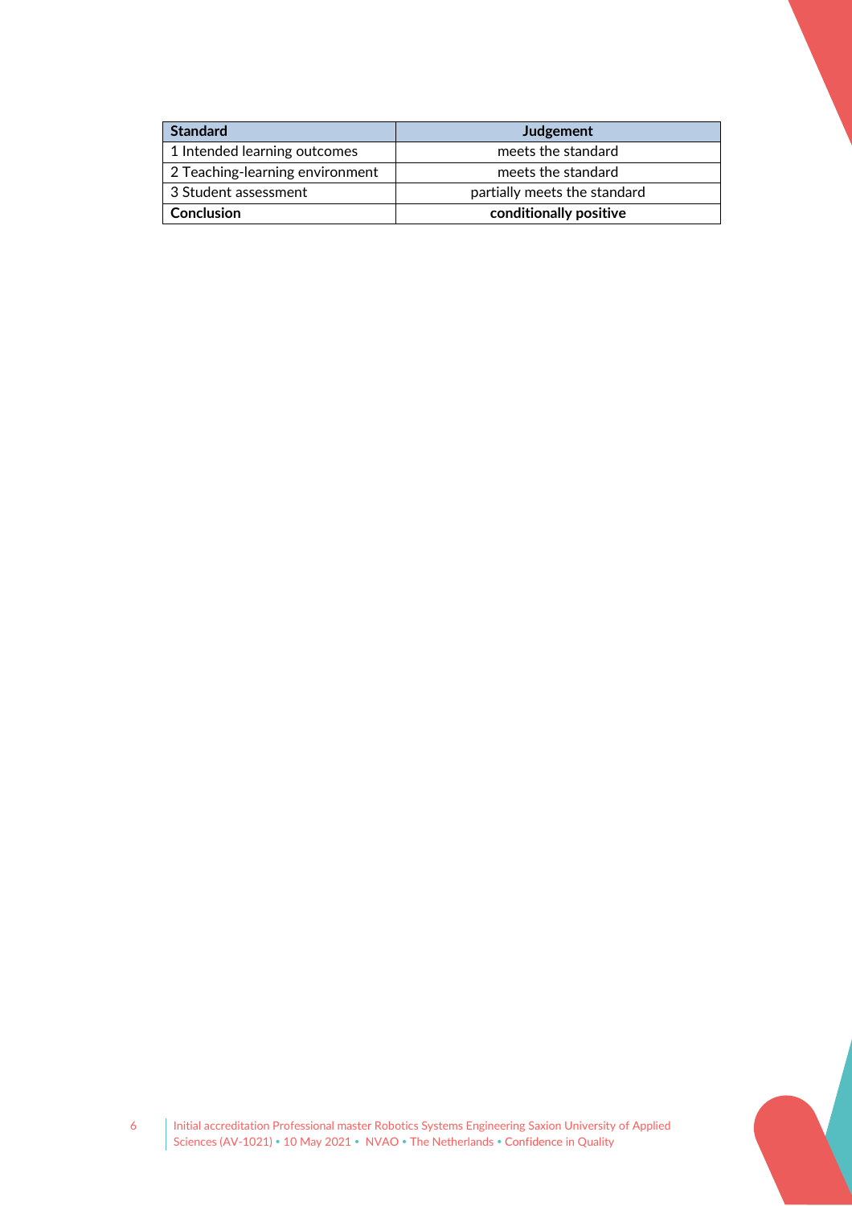| Standard | Judgement |
|---|---|
| 1 Intended learning outcomes | meets the standard |
| 2 Teaching-learning environment | meets the standard |
| 3 Student assessment | partially meets the standard |
| **Conclusion** | **conditionally positive** |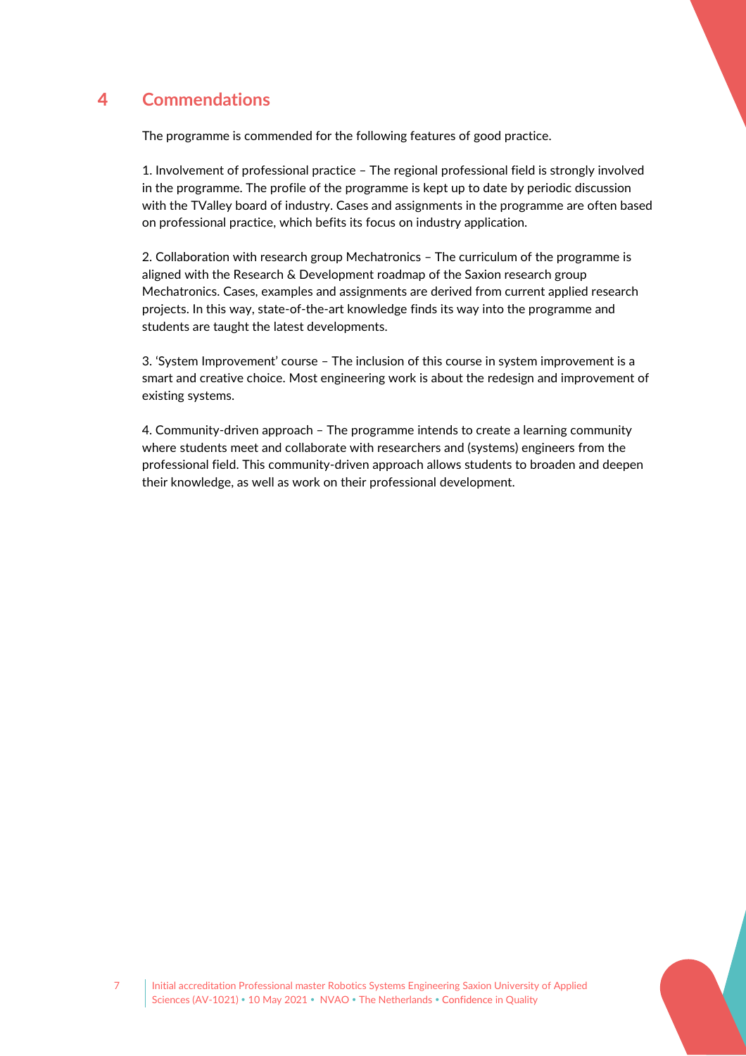# 4 Commendations

The programme is commended for the following features of good practice.

1. Involvement of professional practice – The regional professional field is strongly involved in the programme. The profile of the programme is kept up to date by periodic discussion with the TValley board of industry. Cases and assignments in the programme are often based on professional practice, which befits its focus on industry application.

2. Collaboration with research group Mechatronics – The curriculum of the programme is aligned with the Research & Development roadmap of the Saxion research group Mechatronics. Cases, examples and assignments are derived from current applied research projects. In this way, state-of-the-art knowledge finds its way into the programme and students are taught the latest developments.

3. 'System Improvement' course – The inclusion of this course in system improvement is a smart and creative choice. Most engineering work is about the redesign and improvement of existing systems.

4. Community-driven approach – The programme intends to create a learning community where students meet and collaborate with researchers and (systems) engineers from the professional field. This community-driven approach allows students to broaden and deepen their knowledge, as well as work on their professional development.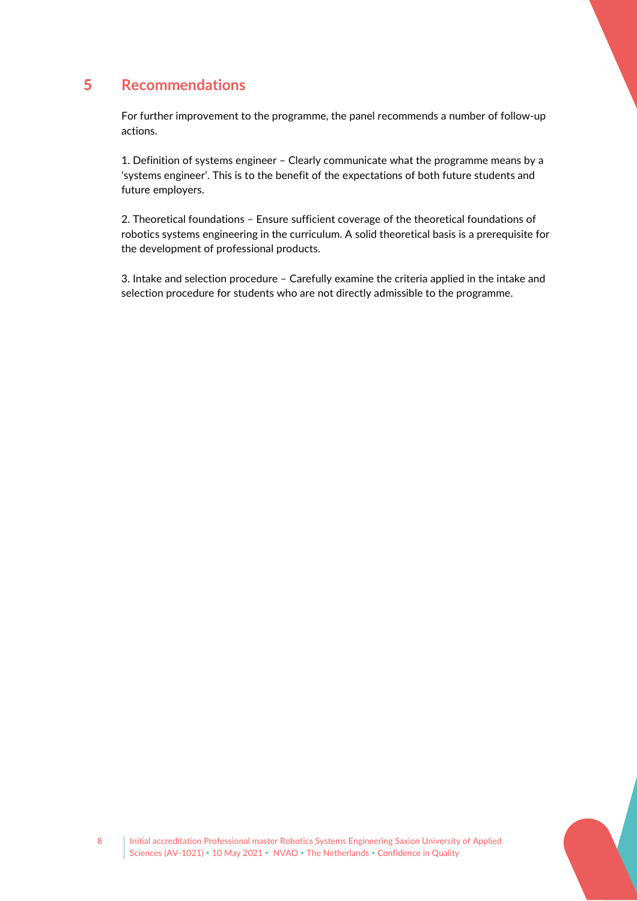## 5 Recommendations

For further improvement to the programme, the panel recommends a number of follow-up actions.

1. Definition of systems engineer – Clearly communicate what the programme means by a 'systems engineer'. This is to the benefit of the expectations of both future students and future employers.

2. Theoretical foundations – Ensure sufficient coverage of the theoretical foundations of robotics systems engineering in the curriculum. A solid theoretical basis is a prerequisite for the development of professional products.

3. Intake and selection procedure – Carefully examine the criteria applied in the intake and selection procedure for students who are not directly admissible to the programme.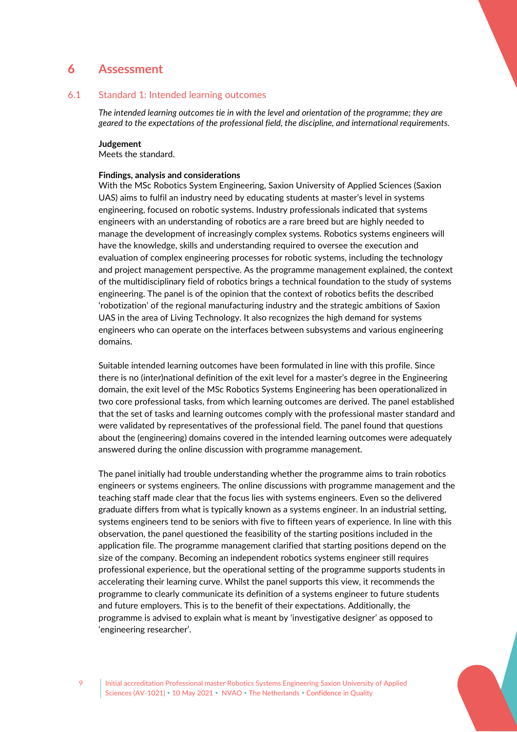# 6 Assessment

## 6.1 Standard 1: Intended learning outcomes

*The intended learning outcomes tie in with the level and orientation of the programme; they are geared to the expectations of the professional field, the discipline, and international requirements.*

**Judgement**
Meets the standard.

**Findings, analysis and considerations**
With the MSc Robotics System Engineering, Saxion University of Applied Sciences (Saxion UAS) aims to fulfil an industry need by educating students at master's level in systems engineering, focused on robotic systems. Industry professionals indicated that systems engineers with an understanding of robotics are a rare breed but are highly needed to manage the development of increasingly complex systems. Robotics systems engineers will have the knowledge, skills and understanding required to oversee the execution and evaluation of complex engineering processes for robotic systems, including the technology and project management perspective. As the programme management explained, the context of the multidisciplinary field of robotics brings a technical foundation to the study of systems engineering. The panel is of the opinion that the context of robotics befits the described 'robotization' of the regional manufacturing industry and the strategic ambitions of Saxion UAS in the area of Living Technology. It also recognizes the high demand for systems engineers who can operate on the interfaces between subsystems and various engineering domains.

Suitable intended learning outcomes have been formulated in line with this profile. Since there is no (inter)national definition of the exit level for a master's degree in the Engineering domain, the exit level of the MSc Robotics Systems Engineering has been operationalized in two core professional tasks, from which learning outcomes are derived. The panel established that the set of tasks and learning outcomes comply with the professional master standard and were validated by representatives of the professional field. The panel found that questions about the (engineering) domains covered in the intended learning outcomes were adequately answered during the online discussion with programme management.

The panel initially had trouble understanding whether the programme aims to train robotics engineers or systems engineers. The online discussions with programme management and the teaching staff made clear that the focus lies with systems engineers. Even so the delivered graduate differs from what is typically known as a systems engineer. In an industrial setting, systems engineers tend to be seniors with five to fifteen years of experience. In line with this observation, the panel questioned the feasibility of the starting positions included in the application file. The programme management clarified that starting positions depend on the size of the company. Becoming an independent robotics systems engineer still requires professional experience, but the operational setting of the programme supports students in accelerating their learning curve. Whilst the panel supports this view, it recommends the programme to clearly communicate its definition of a systems engineer to future students and future employers. This is to the benefit of their expectations. Additionally, the programme is advised to explain what is meant by 'investigative designer' as opposed to 'engineering researcher'.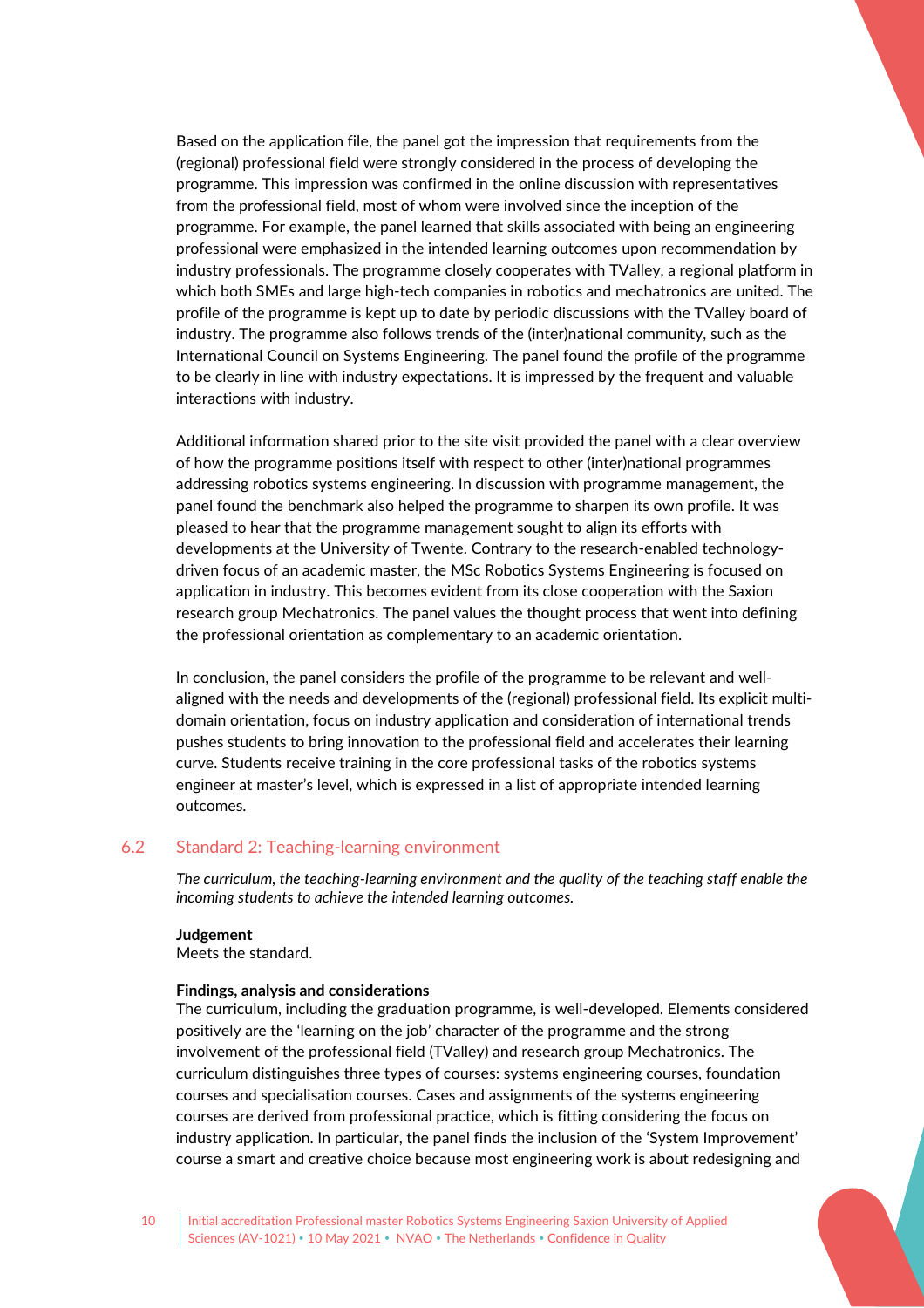Based on the application file, the panel got the impression that requirements from the (regional) professional field were strongly considered in the process of developing the programme. This impression was confirmed in the online discussion with representatives from the professional field, most of whom were involved since the inception of the programme. For example, the panel learned that skills associated with being an engineering professional were emphasized in the intended learning outcomes upon recommendation by industry professionals. The programme closely cooperates with TValley, a regional platform in which both SMEs and large high-tech companies in robotics and mechatronics are united. The profile of the programme is kept up to date by periodic discussions with the TValley board of industry. The programme also follows trends of the (inter)national community, such as the International Council on Systems Engineering. The panel found the profile of the programme to be clearly in line with industry expectations. It is impressed by the frequent and valuable interactions with industry.

Additional information shared prior to the site visit provided the panel with a clear overview of how the programme positions itself with respect to other (inter)national programmes addressing robotics systems engineering. In discussion with programme management, the panel found the benchmark also helped the programme to sharpen its own profile. It was pleased to hear that the programme management sought to align its efforts with developments at the University of Twente. Contrary to the research-enabled technology-driven focus of an academic master, the MSc Robotics Systems Engineering is focused on application in industry. This becomes evident from its close cooperation with the Saxion research group Mechatronics. The panel values the thought process that went into defining the professional orientation as complementary to an academic orientation.

In conclusion, the panel considers the profile of the programme to be relevant and well-aligned with the needs and developments of the (regional) professional field. Its explicit multi-domain orientation, focus on industry application and consideration of international trends pushes students to bring innovation to the professional field and accelerates their learning curve. Students receive training in the core professional tasks of the robotics systems engineer at master's level, which is expressed in a list of appropriate intended learning outcomes.

## 6.2 Standard 2: Teaching-learning environment

*The curriculum, the teaching-learning environment and the quality of the teaching staff enable the incoming students to achieve the intended learning outcomes.*

**Judgement**
Meets the standard.

**Findings, analysis and considerations**
The curriculum, including the graduation programme, is well-developed. Elements considered positively are the 'learning on the job' character of the programme and the strong involvement of the professional field (TValley) and research group Mechatronics. The curriculum distinguishes three types of courses: systems engineering courses, foundation courses and specialisation courses. Cases and assignments of the systems engineering courses are derived from professional practice, which is fitting considering the focus on industry application. In particular, the panel finds the inclusion of the 'System Improvement' course a smart and creative choice because most engineering work is about redesigning and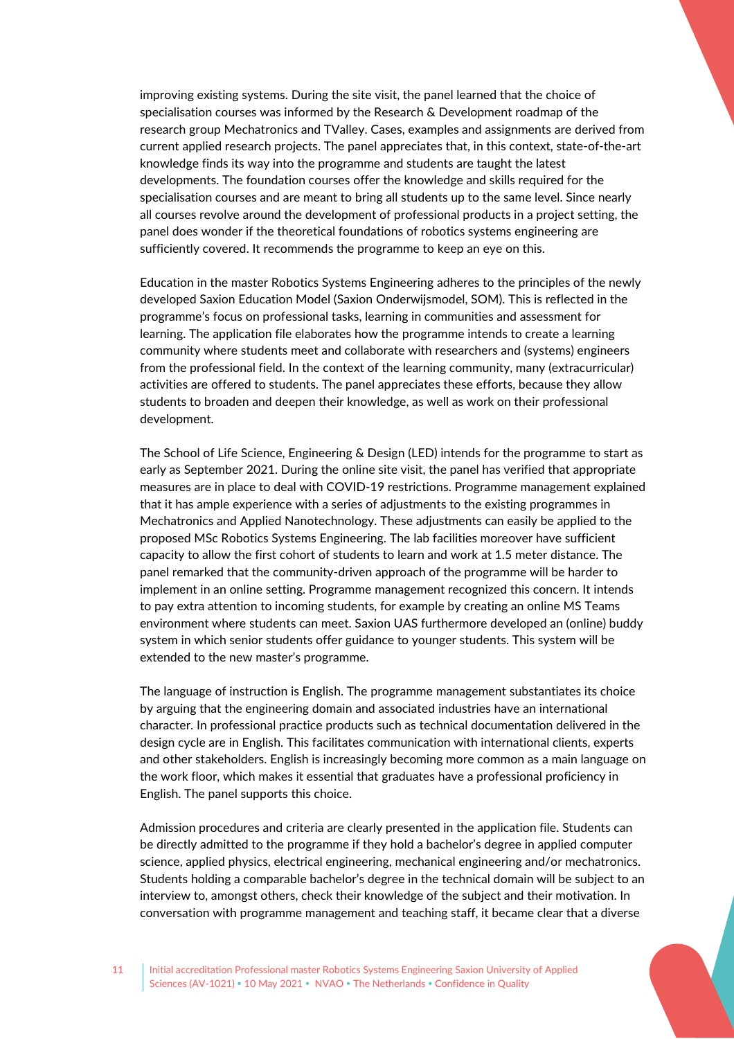improving existing systems. During the site visit, the panel learned that the choice of specialisation courses was informed by the Research & Development roadmap of the research group Mechatronics and TValley. Cases, examples and assignments are derived from current applied research projects. The panel appreciates that, in this context, state-of-the-art knowledge finds its way into the programme and students are taught the latest developments. The foundation courses offer the knowledge and skills required for the specialisation courses and are meant to bring all students up to the same level. Since nearly all courses revolve around the development of professional products in a project setting, the panel does wonder if the theoretical foundations of robotics systems engineering are sufficiently covered. It recommends the programme to keep an eye on this.

Education in the master Robotics Systems Engineering adheres to the principles of the newly developed Saxion Education Model (Saxion Onderwijsmodel, SOM). This is reflected in the programme's focus on professional tasks, learning in communities and assessment for learning. The application file elaborates how the programme intends to create a learning community where students meet and collaborate with researchers and (systems) engineers from the professional field. In the context of the learning community, many (extracurricular) activities are offered to students. The panel appreciates these efforts, because they allow students to broaden and deepen their knowledge, as well as work on their professional development.

The School of Life Science, Engineering & Design (LED) intends for the programme to start as early as September 2021. During the online site visit, the panel has verified that appropriate measures are in place to deal with COVID-19 restrictions. Programme management explained that it has ample experience with a series of adjustments to the existing programmes in Mechatronics and Applied Nanotechnology. These adjustments can easily be applied to the proposed MSc Robotics Systems Engineering. The lab facilities moreover have sufficient capacity to allow the first cohort of students to learn and work at 1.5 meter distance. The panel remarked that the community-driven approach of the programme will be harder to implement in an online setting. Programme management recognized this concern. It intends to pay extra attention to incoming students, for example by creating an online MS Teams environment where students can meet. Saxion UAS furthermore developed an (online) buddy system in which senior students offer guidance to younger students. This system will be extended to the new master's programme.

The language of instruction is English. The programme management substantiates its choice by arguing that the engineering domain and associated industries have an international character. In professional practice products such as technical documentation delivered in the design cycle are in English. This facilitates communication with international clients, experts and other stakeholders. English is increasingly becoming more common as a main language on the work floor, which makes it essential that graduates have a professional proficiency in English. The panel supports this choice.

Admission procedures and criteria are clearly presented in the application file. Students can be directly admitted to the programme if they hold a bachelor's degree in applied computer science, applied physics, electrical engineering, mechanical engineering and/or mechatronics. Students holding a comparable bachelor's degree in the technical domain will be subject to an interview to, amongst others, check their knowledge of the subject and their motivation. In conversation with programme management and teaching staff, it became clear that a diverse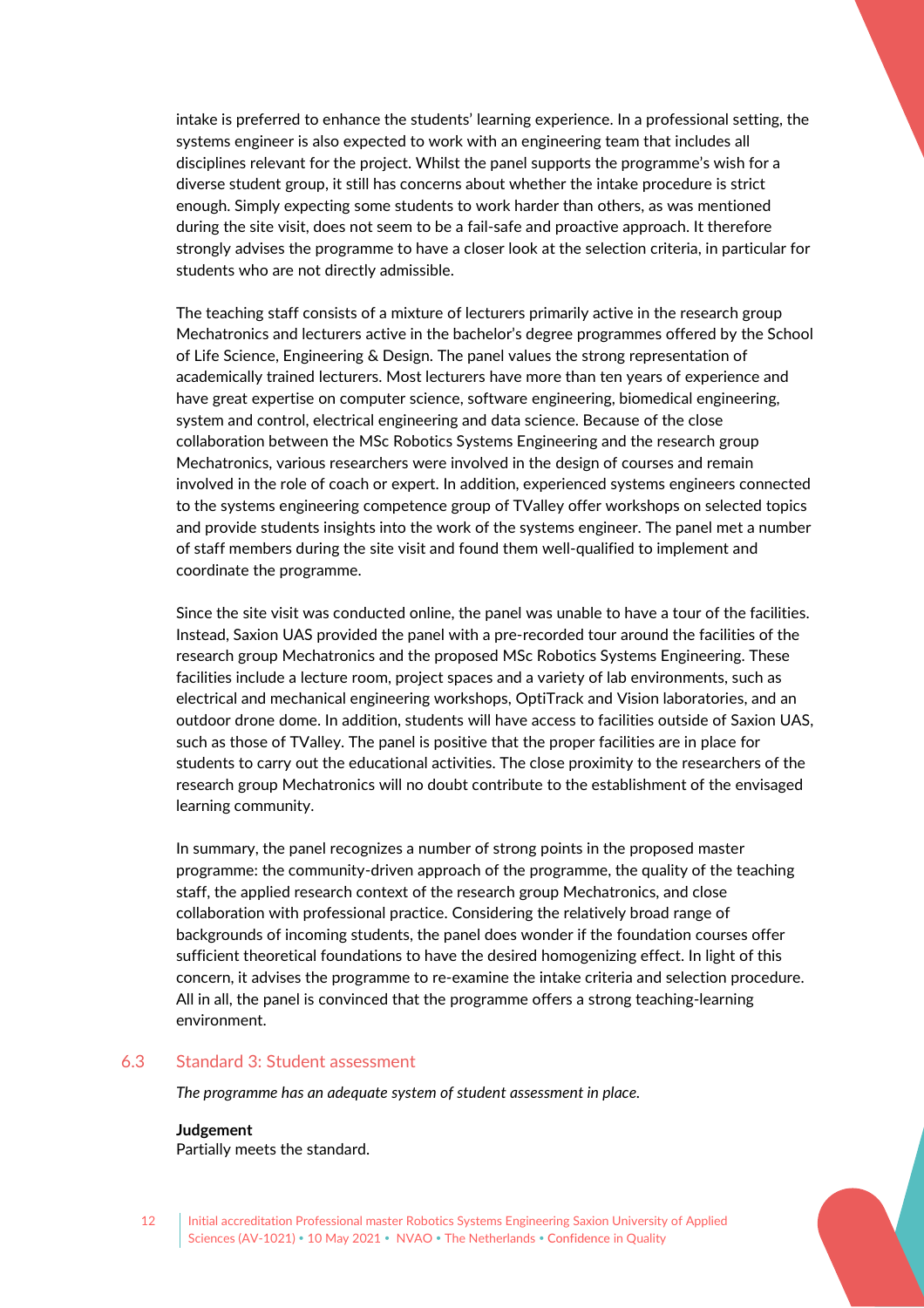intake is preferred to enhance the students' learning experience. In a professional setting, the systems engineer is also expected to work with an engineering team that includes all disciplines relevant for the project. Whilst the panel supports the programme's wish for a diverse student group, it still has concerns about whether the intake procedure is strict enough. Simply expecting some students to work harder than others, as was mentioned during the site visit, does not seem to be a fail-safe and proactive approach. It therefore strongly advises the programme to have a closer look at the selection criteria, in particular for students who are not directly admissible.

The teaching staff consists of a mixture of lecturers primarily active in the research group Mechatronics and lecturers active in the bachelor's degree programmes offered by the School of Life Science, Engineering & Design. The panel values the strong representation of academically trained lecturers. Most lecturers have more than ten years of experience and have great expertise on computer science, software engineering, biomedical engineering, system and control, electrical engineering and data science. Because of the close collaboration between the MSc Robotics Systems Engineering and the research group Mechatronics, various researchers were involved in the design of courses and remain involved in the role of coach or expert. In addition, experienced systems engineers connected to the systems engineering competence group of TValley offer workshops on selected topics and provide students insights into the work of the systems engineer. The panel met a number of staff members during the site visit and found them well-qualified to implement and coordinate the programme.

Since the site visit was conducted online, the panel was unable to have a tour of the facilities. Instead, Saxion UAS provided the panel with a pre-recorded tour around the facilities of the research group Mechatronics and the proposed MSc Robotics Systems Engineering. These facilities include a lecture room, project spaces and a variety of lab environments, such as electrical and mechanical engineering workshops, OptiTrack and Vision laboratories, and an outdoor drone dome. In addition, students will have access to facilities outside of Saxion UAS, such as those of TValley. The panel is positive that the proper facilities are in place for students to carry out the educational activities. The close proximity to the researchers of the research group Mechatronics will no doubt contribute to the establishment of the envisaged learning community.

In summary, the panel recognizes a number of strong points in the proposed master programme: the community-driven approach of the programme, the quality of the teaching staff, the applied research context of the research group Mechatronics, and close collaboration with professional practice. Considering the relatively broad range of backgrounds of incoming students, the panel does wonder if the foundation courses offer sufficient theoretical foundations to have the desired homogenizing effect. In light of this concern, it advises the programme to re-examine the intake criteria and selection procedure. All in all, the panel is convinced that the programme offers a strong teaching-learning environment.

## 6.3 Standard 3: Student assessment

*The programme has an adequate system of student assessment in place.*

**Judgement**
Partially meets the standard.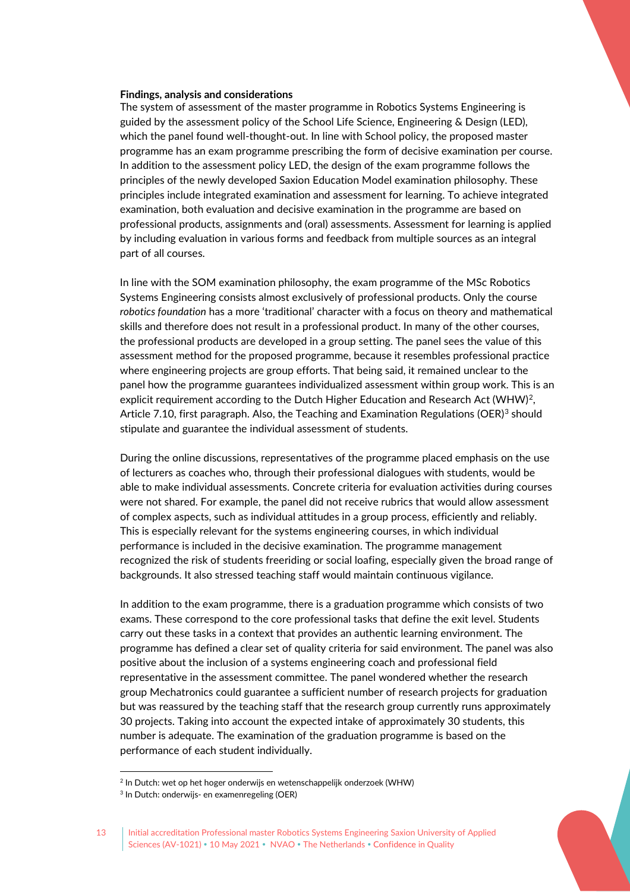**Findings, analysis and considerations**

The system of assessment of the master programme in Robotics Systems Engineering is guided by the assessment policy of the School Life Science, Engineering & Design (LED), which the panel found well-thought-out. In line with School policy, the proposed master programme has an exam programme prescribing the form of decisive examination per course. In addition to the assessment policy LED, the design of the exam programme follows the principles of the newly developed Saxion Education Model examination philosophy. These principles include integrated examination and assessment for learning. To achieve integrated examination, both evaluation and decisive examination in the programme are based on professional products, assignments and (oral) assessments. Assessment for learning is applied by including evaluation in various forms and feedback from multiple sources as an integral part of all courses.

In line with the SOM examination philosophy, the exam programme of the MSc Robotics Systems Engineering consists almost exclusively of professional products. Only the course *robotics foundation* has a more 'traditional' character with a focus on theory and mathematical skills and therefore does not result in a professional product. In many of the other courses, the professional products are developed in a group setting. The panel sees the value of this assessment method for the proposed programme, because it resembles professional practice where engineering projects are group efforts. That being said, it remained unclear to the panel how the programme guarantees individualized assessment within group work. This is an explicit requirement according to the Dutch Higher Education and Research Act (WHW)[2], Article 7.10, first paragraph. Also, the Teaching and Examination Regulations (OER)[3] should stipulate and guarantee the individual assessment of students.

During the online discussions, representatives of the programme placed emphasis on the use of lecturers as coaches who, through their professional dialogues with students, would be able to make individual assessments. Concrete criteria for evaluation activities during courses were not shared. For example, the panel did not receive rubrics that would allow assessment of complex aspects, such as individual attitudes in a group process, efficiently and reliably. This is especially relevant for the systems engineering courses, in which individual performance is included in the decisive examination. The programme management recognized the risk of students freeriding or social loafing, especially given the broad range of backgrounds. It also stressed teaching staff would maintain continuous vigilance.

In addition to the exam programme, there is a graduation programme which consists of two exams. These correspond to the core professional tasks that define the exit level. Students carry out these tasks in a context that provides an authentic learning environment. The programme has defined a clear set of quality criteria for said environment. The panel was also positive about the inclusion of a systems engineering coach and professional field representative in the assessment committee. The panel wondered whether the research group Mechatronics could guarantee a sufficient number of research projects for graduation but was reassured by the teaching staff that the research group currently runs approximately 30 projects. Taking into account the expected intake of approximately 30 students, this number is adequate. The examination of the graduation programme is based on the performance of each student individually.

---

[2] In Dutch: wet op het hoger onderwijs en wetenschappelijk onderzoek (WHW)

[3] In Dutch: onderwijs- en examenregeling (OER)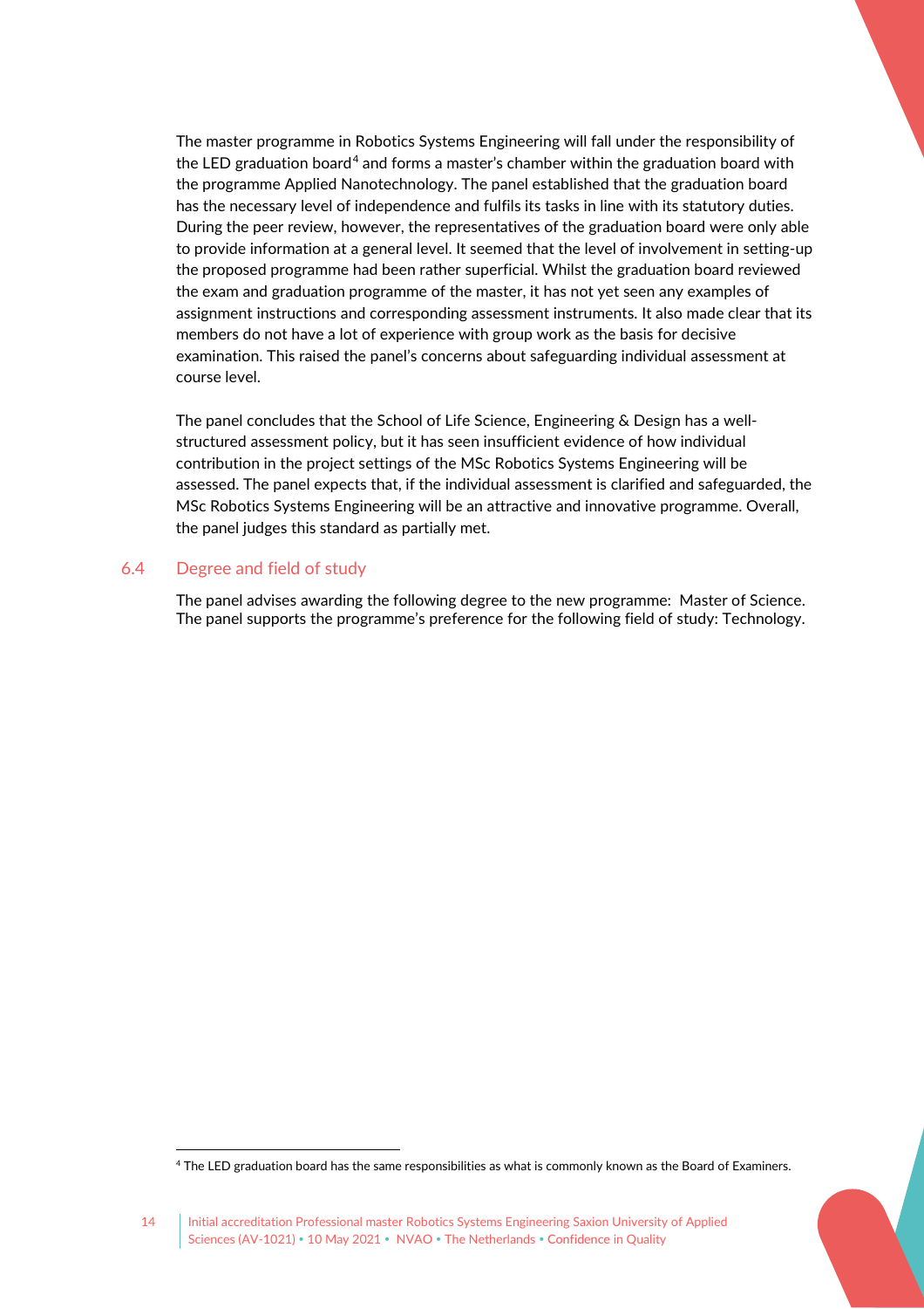The master programme in Robotics Systems Engineering will fall under the responsibility of the LED graduation board[4] and forms a master's chamber within the graduation board with the programme Applied Nanotechnology. The panel established that the graduation board has the necessary level of independence and fulfils its tasks in line with its statutory duties. During the peer review, however, the representatives of the graduation board were only able to provide information at a general level. It seemed that the level of involvement in setting-up the proposed programme had been rather superficial. Whilst the graduation board reviewed the exam and graduation programme of the master, it has not yet seen any examples of assignment instructions and corresponding assessment instruments. It also made clear that its members do not have a lot of experience with group work as the basis for decisive examination. This raised the panel's concerns about safeguarding individual assessment at course level.

The panel concludes that the School of Life Science, Engineering & Design has a well-structured assessment policy, but it has seen insufficient evidence of how individual contribution in the project settings of the MSc Robotics Systems Engineering will be assessed. The panel expects that, if the individual assessment is clarified and safeguarded, the MSc Robotics Systems Engineering will be an attractive and innovative programme. Overall, the panel judges this standard as partially met.

## 6.4 Degree and field of study

The panel advises awarding the following degree to the new programme: Master of Science. The panel supports the programme's preference for the following field of study: Technology.

[4] The LED graduation board has the same responsibilities as what is commonly known as the Board of Examiners.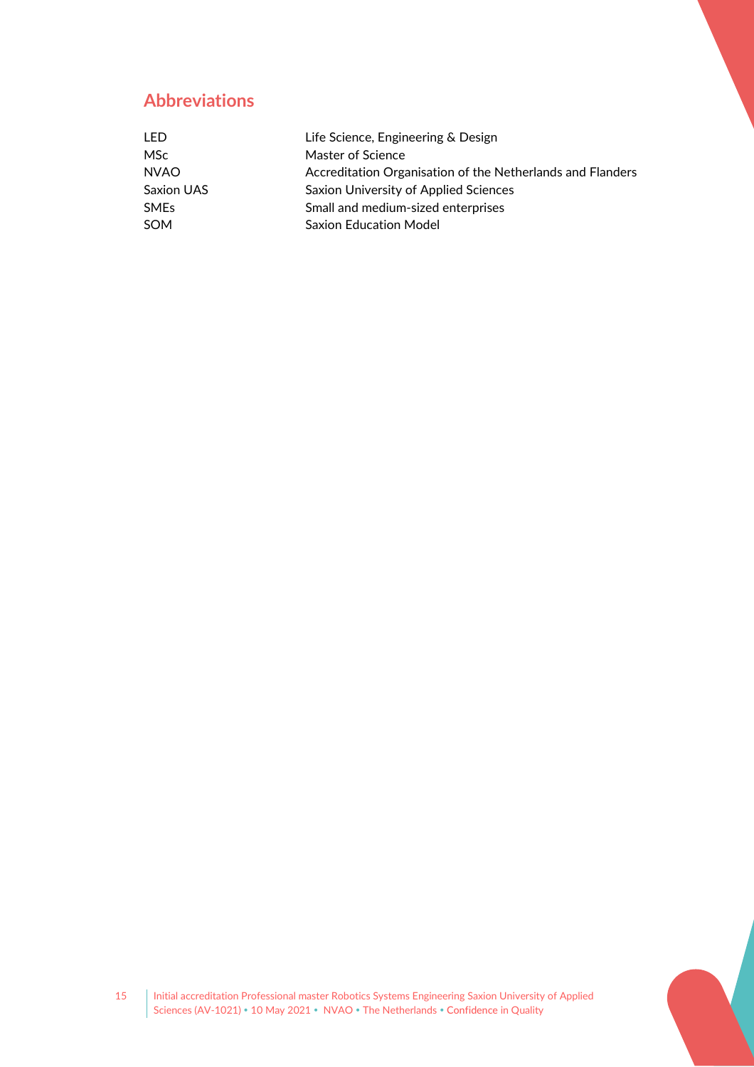## Abbreviations

| | |
|---|---|
| LED | Life Science, Engineering & Design |
| MSc | Master of Science |
| NVAO | Accreditation Organisation of the Netherlands and Flanders |
| Saxion UAS | Saxion University of Applied Sciences |
| SMEs | Small and medium-sized enterprises |
| SOM | Saxion Education Model |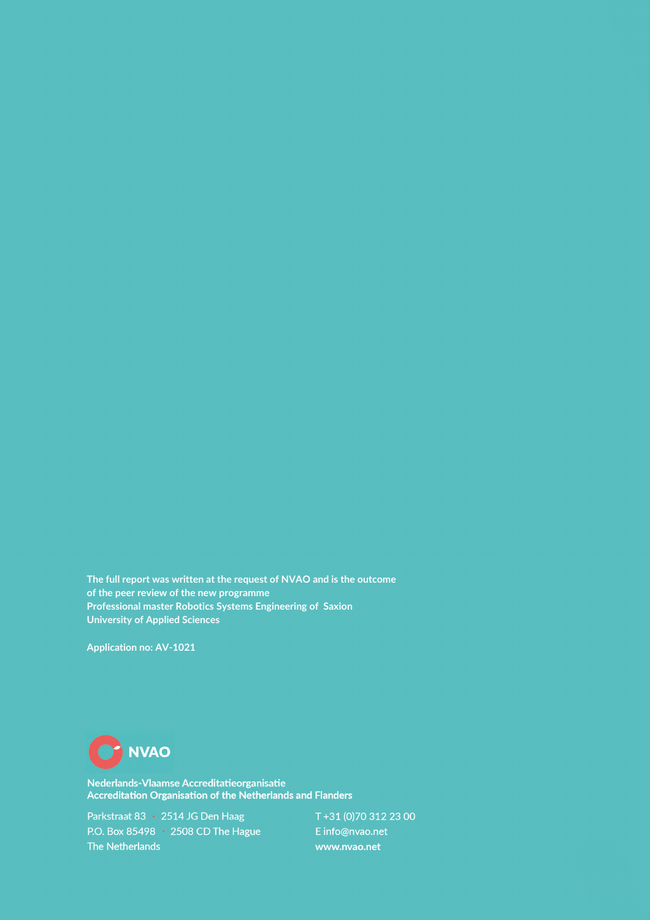**The full report was written at the request of NVAO and is the outcome of the peer review of the new programme Professional master Robotics Systems Engineering of Saxion University of Applied Sciences**

**Application no: AV-1021**

NVAO

**Nederlands-Vlaamse Accreditatieorganisatie**
**Accreditation Organisation of the Netherlands and Flanders**

Parkstraat 83 · 2514 JG Den Haag
P.O. Box 85498 · 2508 CD The Hague
The Netherlands

T +31 (0)70 312 23 00
E info@nvao.net
**www.nvao.net**